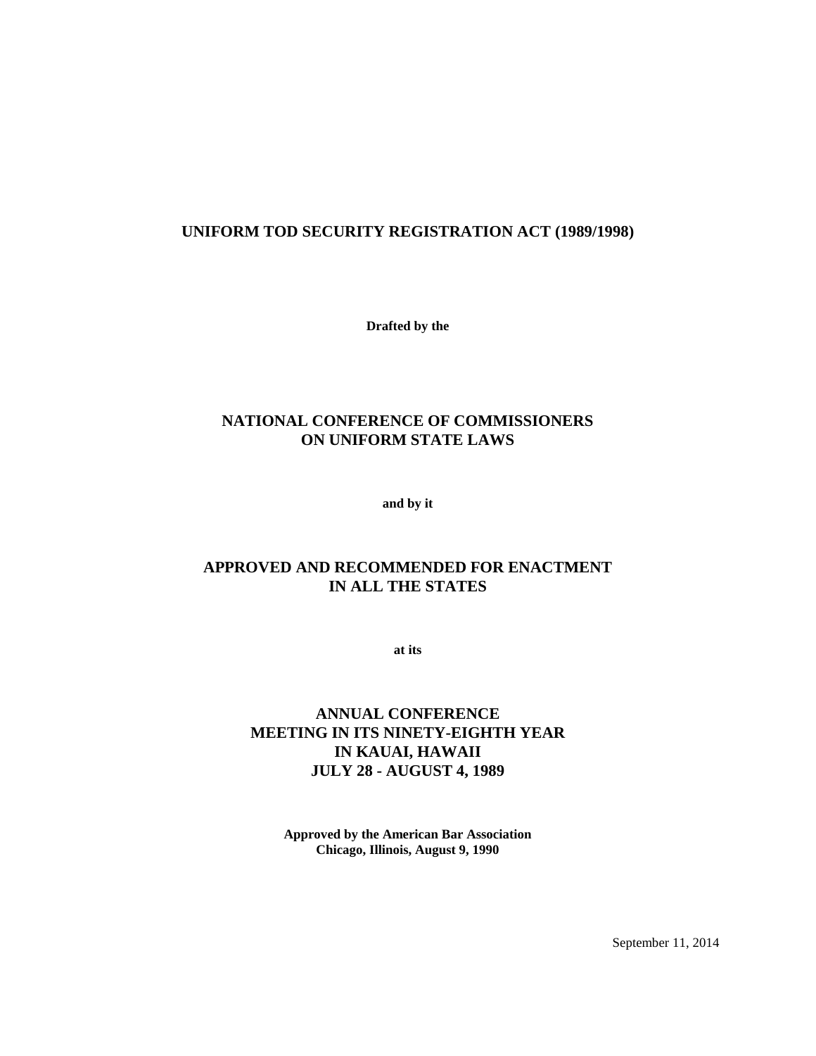# UNIFORM TOD SECURITY REGISTRATION ACT (1989/1998)

**Drafted by the**

## NATIONAL CONFERENCE OF COMMISSIONERS ON UNIFORM STATE LAWS

**and by it**

## APPROVED AND RECOMMENDED FOR ENACTMENT IN ALL THE STATES

**at its**

## ANNUAL CONFERENCE MEETING IN ITS NINETY-EIGHTH YEAR IN KAUAI, HAWAII JULY 28 - AUGUST 4, 1989

**Approved by the American Bar Association**
**Chicago, Illinois, August 9, 1990**

September 11, 2014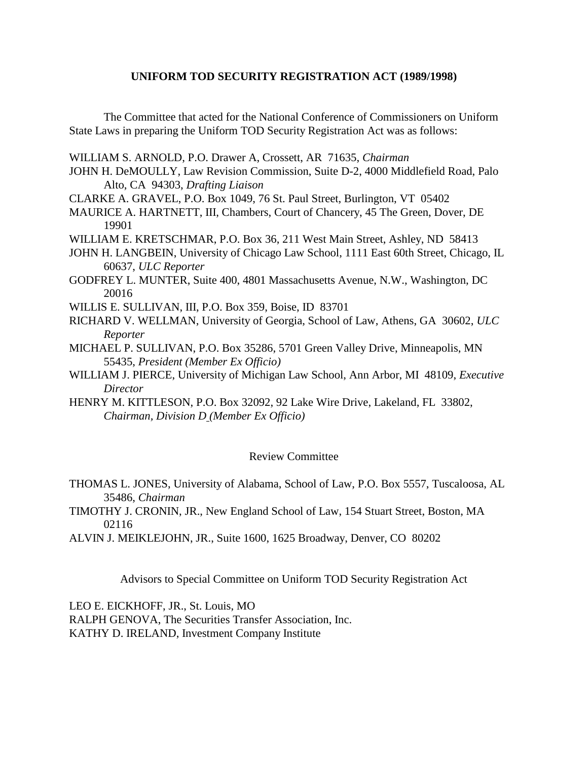**UNIFORM TOD SECURITY REGISTRATION ACT (1989/1998)**

The Committee that acted for the National Conference of Commissioners on Uniform State Laws in preparing the Uniform TOD Security Registration Act was as follows:

WILLIAM S. ARNOLD, P.O. Drawer A, Crossett, AR 71635, *Chairman*

JOHN H. DeMOULLY, Law Revision Commission, Suite D-2, 4000 Middlefield Road, Palo Alto, CA 94303, *Drafting Liaison*

CLARKE A. GRAVEL, P.O. Box 1049, 76 St. Paul Street, Burlington, VT 05402

MAURICE A. HARTNETT, III, Chambers, Court of Chancery, 45 The Green, Dover, DE 19901

WILLIAM E. KRETSCHMAR, P.O. Box 36, 211 West Main Street, Ashley, ND 58413

JOHN H. LANGBEIN, University of Chicago Law School, 1111 East 60th Street, Chicago, IL 60637, *ULC Reporter*

GODFREY L. MUNTER, Suite 400, 4801 Massachusetts Avenue, N.W., Washington, DC 20016

WILLIS E. SULLIVAN, III, P.O. Box 359, Boise, ID 83701

RICHARD V. WELLMAN, University of Georgia, School of Law, Athens, GA 30602, *ULC Reporter*

MICHAEL P. SULLIVAN, P.O. Box 35286, 5701 Green Valley Drive, Minneapolis, MN 55435, *President (Member Ex Officio)*

WILLIAM J. PIERCE, University of Michigan Law School, Ann Arbor, MI 48109, *Executive Director*

HENRY M. KITTLESON, P.O. Box 32092, 92 Lake Wire Drive, Lakeland, FL 33802, *Chairman, Division D (Member Ex Officio)*

Review Committee

THOMAS L. JONES, University of Alabama, School of Law, P.O. Box 5557, Tuscaloosa, AL 35486, *Chairman*

TIMOTHY J. CRONIN, JR., New England School of Law, 154 Stuart Street, Boston, MA 02116

ALVIN J. MEIKLEJOHN, JR., Suite 1600, 1625 Broadway, Denver, CO 80202

Advisors to Special Committee on Uniform TOD Security Registration Act

LEO E. EICKHOFF, JR., St. Louis, MO

RALPH GENOVA, The Securities Transfer Association, Inc.

KATHY D. IRELAND, Investment Company Institute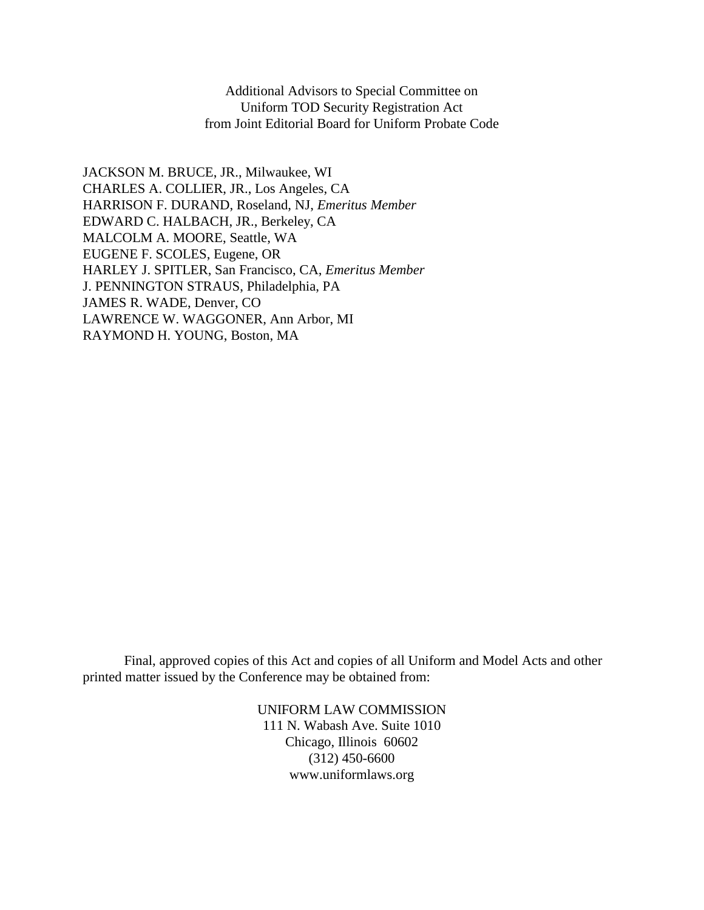Additional Advisors to Special Committee on
Uniform TOD Security Registration Act
from Joint Editorial Board for Uniform Probate Code

JACKSON M. BRUCE, JR., Milwaukee, WI
CHARLES A. COLLIER, JR., Los Angeles, CA
HARRISON F. DURAND, Roseland, NJ, *Emeritus Member*
EDWARD C. HALBACH, JR., Berkeley, CA
MALCOLM A. MOORE, Seattle, WA
EUGENE F. SCOLES, Eugene, OR
HARLEY J. SPITLER, San Francisco, CA, *Emeritus Member*
J. PENNINGTON STRAUS, Philadelphia, PA
JAMES R. WADE, Denver, CO
LAWRENCE W. WAGGONER, Ann Arbor, MI
RAYMOND H. YOUNG, Boston, MA

Final, approved copies of this Act and copies of all Uniform and Model Acts and other printed matter issued by the Conference may be obtained from:

UNIFORM LAW COMMISSION
111 N. Wabash Ave. Suite 1010
Chicago, Illinois 60602
(312) 450-6600
www.uniformlaws.org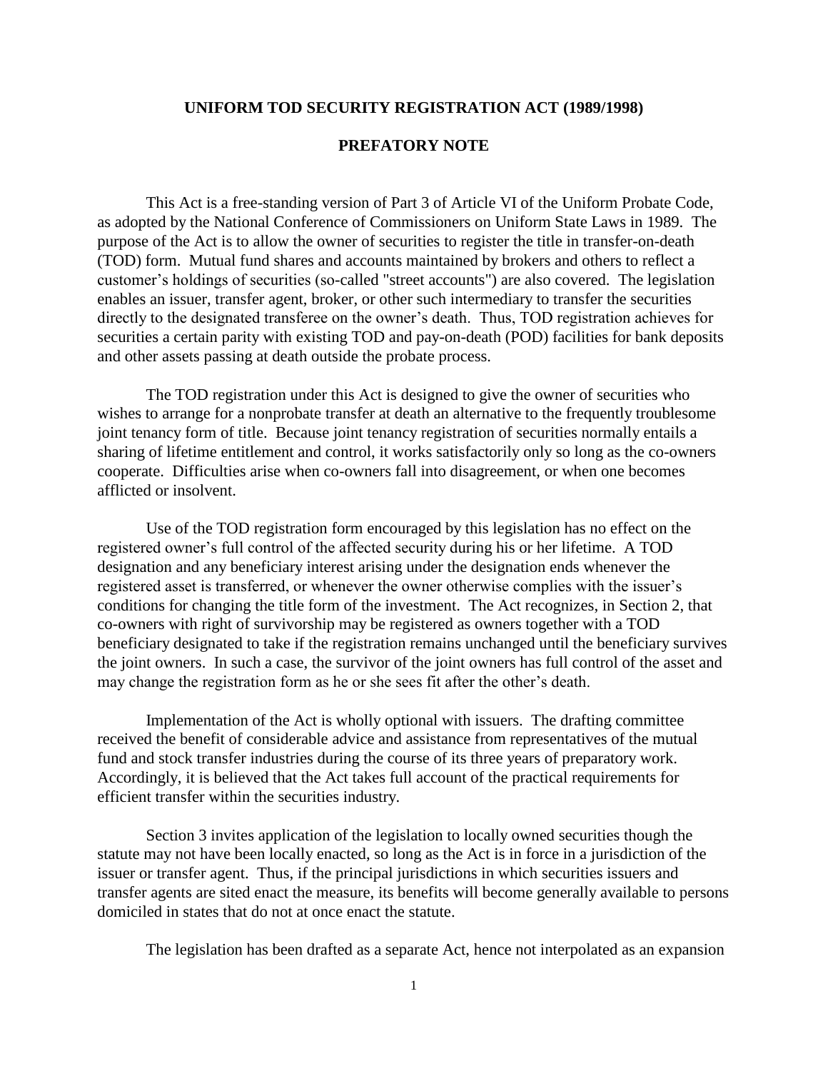# UNIFORM TOD SECURITY REGISTRATION ACT (1989/1998)

## PREFATORY NOTE

This Act is a free-standing version of Part 3 of Article VI of the Uniform Probate Code, as adopted by the National Conference of Commissioners on Uniform State Laws in 1989. The purpose of the Act is to allow the owner of securities to register the title in transfer-on-death (TOD) form. Mutual fund shares and accounts maintained by brokers and others to reflect a customer's holdings of securities (so-called "street accounts") are also covered. The legislation enables an issuer, transfer agent, broker, or other such intermediary to transfer the securities directly to the designated transferee on the owner's death. Thus, TOD registration achieves for securities a certain parity with existing TOD and pay-on-death (POD) facilities for bank deposits and other assets passing at death outside the probate process.

The TOD registration under this Act is designed to give the owner of securities who wishes to arrange for a nonprobate transfer at death an alternative to the frequently troublesome joint tenancy form of title. Because joint tenancy registration of securities normally entails a sharing of lifetime entitlement and control, it works satisfactorily only so long as the co-owners cooperate. Difficulties arise when co-owners fall into disagreement, or when one becomes afflicted or insolvent.

Use of the TOD registration form encouraged by this legislation has no effect on the registered owner's full control of the affected security during his or her lifetime. A TOD designation and any beneficiary interest arising under the designation ends whenever the registered asset is transferred, or whenever the owner otherwise complies with the issuer's conditions for changing the title form of the investment. The Act recognizes, in Section 2, that co-owners with right of survivorship may be registered as owners together with a TOD beneficiary designated to take if the registration remains unchanged until the beneficiary survives the joint owners. In such a case, the survivor of the joint owners has full control of the asset and may change the registration form as he or she sees fit after the other's death.

Implementation of the Act is wholly optional with issuers. The drafting committee received the benefit of considerable advice and assistance from representatives of the mutual fund and stock transfer industries during the course of its three years of preparatory work. Accordingly, it is believed that the Act takes full account of the practical requirements for efficient transfer within the securities industry.

Section 3 invites application of the legislation to locally owned securities though the statute may not have been locally enacted, so long as the Act is in force in a jurisdiction of the issuer or transfer agent. Thus, if the principal jurisdictions in which securities issuers and transfer agents are sited enact the measure, its benefits will become generally available to persons domiciled in states that do not at once enact the statute.

The legislation has been drafted as a separate Act, hence not interpolated as an expansion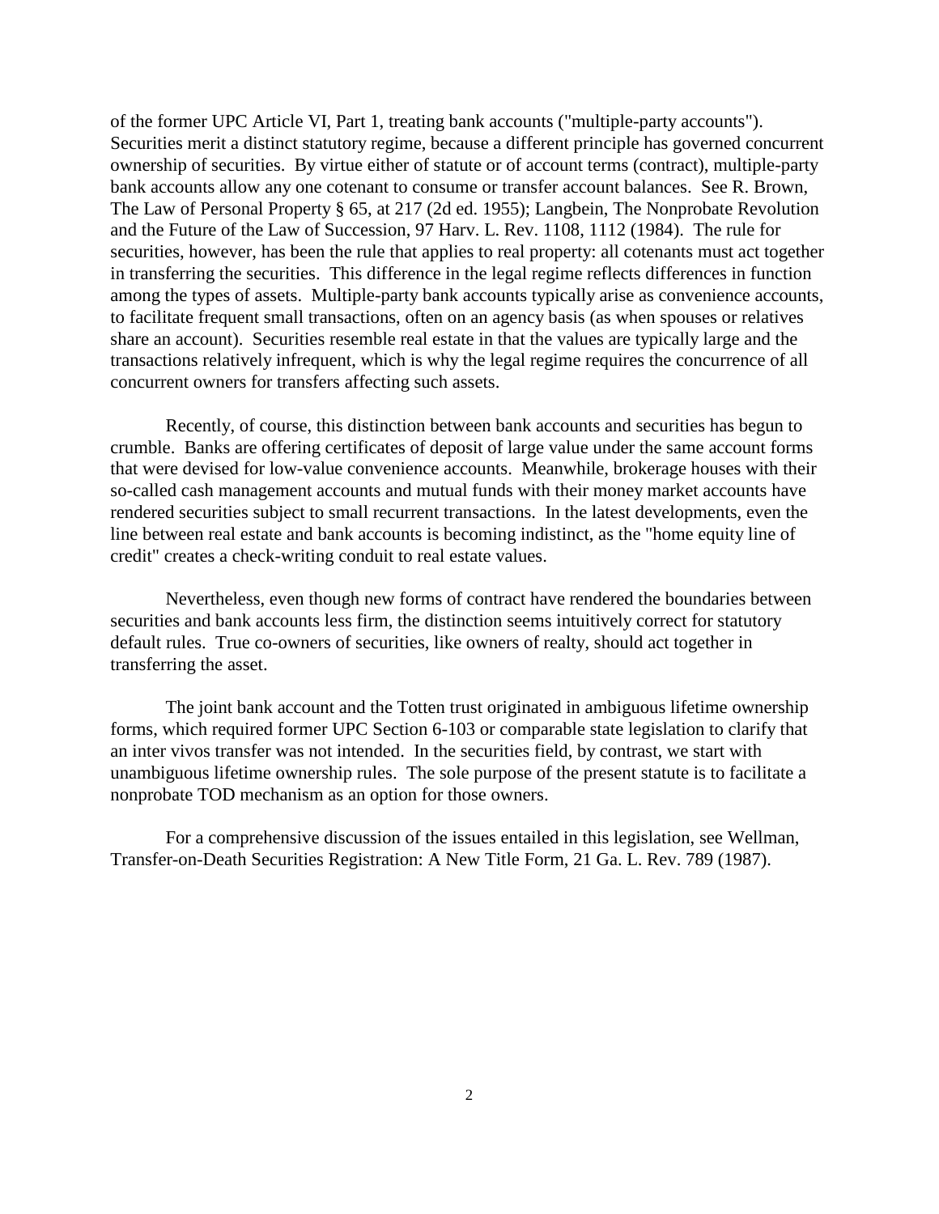of the former UPC Article VI, Part 1, treating bank accounts ("multiple-party accounts"). Securities merit a distinct statutory regime, because a different principle has governed concurrent ownership of securities. By virtue either of statute or of account terms (contract), multiple-party bank accounts allow any one cotenant to consume or transfer account balances. See R. Brown, The Law of Personal Property § 65, at 217 (2d ed. 1955); Langbein, The Nonprobate Revolution and the Future of the Law of Succession, 97 Harv. L. Rev. 1108, 1112 (1984). The rule for securities, however, has been the rule that applies to real property: all cotenants must act together in transferring the securities. This difference in the legal regime reflects differences in function among the types of assets. Multiple-party bank accounts typically arise as convenience accounts, to facilitate frequent small transactions, often on an agency basis (as when spouses or relatives share an account). Securities resemble real estate in that the values are typically large and the transactions relatively infrequent, which is why the legal regime requires the concurrence of all concurrent owners for transfers affecting such assets.

Recently, of course, this distinction between bank accounts and securities has begun to crumble. Banks are offering certificates of deposit of large value under the same account forms that were devised for low-value convenience accounts. Meanwhile, brokerage houses with their so-called cash management accounts and mutual funds with their money market accounts have rendered securities subject to small recurrent transactions. In the latest developments, even the line between real estate and bank accounts is becoming indistinct, as the "home equity line of credit" creates a check-writing conduit to real estate values.

Nevertheless, even though new forms of contract have rendered the boundaries between securities and bank accounts less firm, the distinction seems intuitively correct for statutory default rules. True co-owners of securities, like owners of realty, should act together in transferring the asset.

The joint bank account and the Totten trust originated in ambiguous lifetime ownership forms, which required former UPC Section 6-103 or comparable state legislation to clarify that an inter vivos transfer was not intended. In the securities field, by contrast, we start with unambiguous lifetime ownership rules. The sole purpose of the present statute is to facilitate a nonprobate TOD mechanism as an option for those owners.

For a comprehensive discussion of the issues entailed in this legislation, see Wellman, Transfer-on-Death Securities Registration: A New Title Form, 21 Ga. L. Rev. 789 (1987).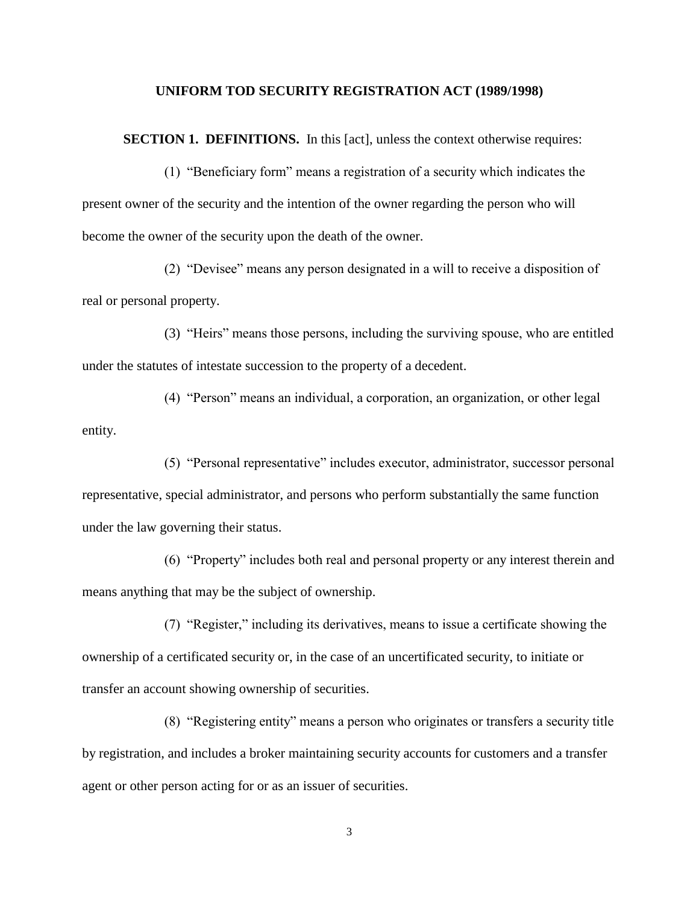# UNIFORM TOD SECURITY REGISTRATION ACT (1989/1998)

**SECTION 1. DEFINITIONS.** In this [act], unless the context otherwise requires:

(1) "Beneficiary form" means a registration of a security which indicates the present owner of the security and the intention of the owner regarding the person who will become the owner of the security upon the death of the owner.

(2) "Devisee" means any person designated in a will to receive a disposition of real or personal property.

(3) "Heirs" means those persons, including the surviving spouse, who are entitled under the statutes of intestate succession to the property of a decedent.

(4) "Person" means an individual, a corporation, an organization, or other legal entity.

(5) "Personal representative" includes executor, administrator, successor personal representative, special administrator, and persons who perform substantially the same function under the law governing their status.

(6) "Property" includes both real and personal property or any interest therein and means anything that may be the subject of ownership.

(7) "Register," including its derivatives, means to issue a certificate showing the ownership of a certificated security or, in the case of an uncertificated security, to initiate or transfer an account showing ownership of securities.

(8) "Registering entity" means a person who originates or transfers a security title by registration, and includes a broker maintaining security accounts for customers and a transfer agent or other person acting for or as an issuer of securities.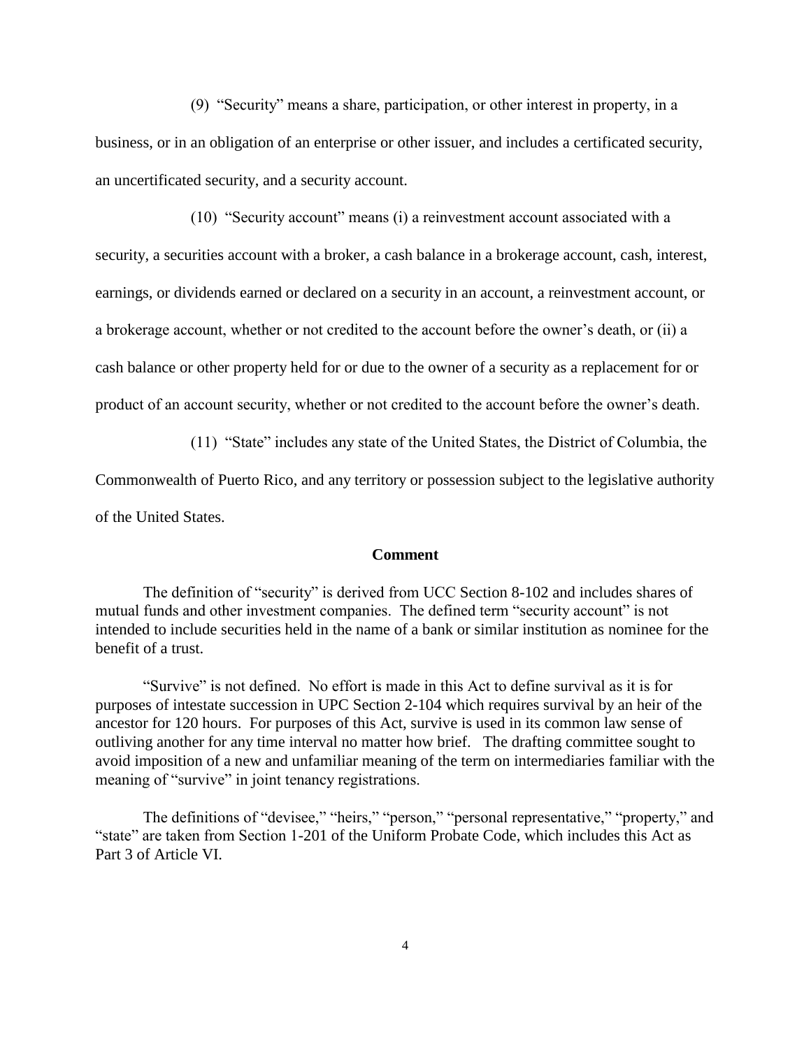(9) "Security" means a share, participation, or other interest in property, in a business, or in an obligation of an enterprise or other issuer, and includes a certificated security, an uncertificated security, and a security account.

(10) "Security account" means (i) a reinvestment account associated with a security, a securities account with a broker, a cash balance in a brokerage account, cash, interest, earnings, or dividends earned or declared on a security in an account, a reinvestment account, or a brokerage account, whether or not credited to the account before the owner's death, or (ii) a cash balance or other property held for or due to the owner of a security as a replacement for or product of an account security, whether or not credited to the account before the owner's death.

(11) "State" includes any state of the United States, the District of Columbia, the Commonwealth of Puerto Rico, and any territory or possession subject to the legislative authority of the United States.

**Comment**

The definition of "security" is derived from UCC Section 8-102 and includes shares of mutual funds and other investment companies. The defined term "security account" is not intended to include securities held in the name of a bank or similar institution as nominee for the benefit of a trust.

"Survive" is not defined. No effort is made in this Act to define survival as it is for purposes of intestate succession in UPC Section 2-104 which requires survival by an heir of the ancestor for 120 hours. For purposes of this Act, survive is used in its common law sense of outliving another for any time interval no matter how brief. The drafting committee sought to avoid imposition of a new and unfamiliar meaning of the term on intermediaries familiar with the meaning of "survive" in joint tenancy registrations.

The definitions of "devisee," "heirs," "person," "personal representative," "property," and "state" are taken from Section 1-201 of the Uniform Probate Code, which includes this Act as Part 3 of Article VI.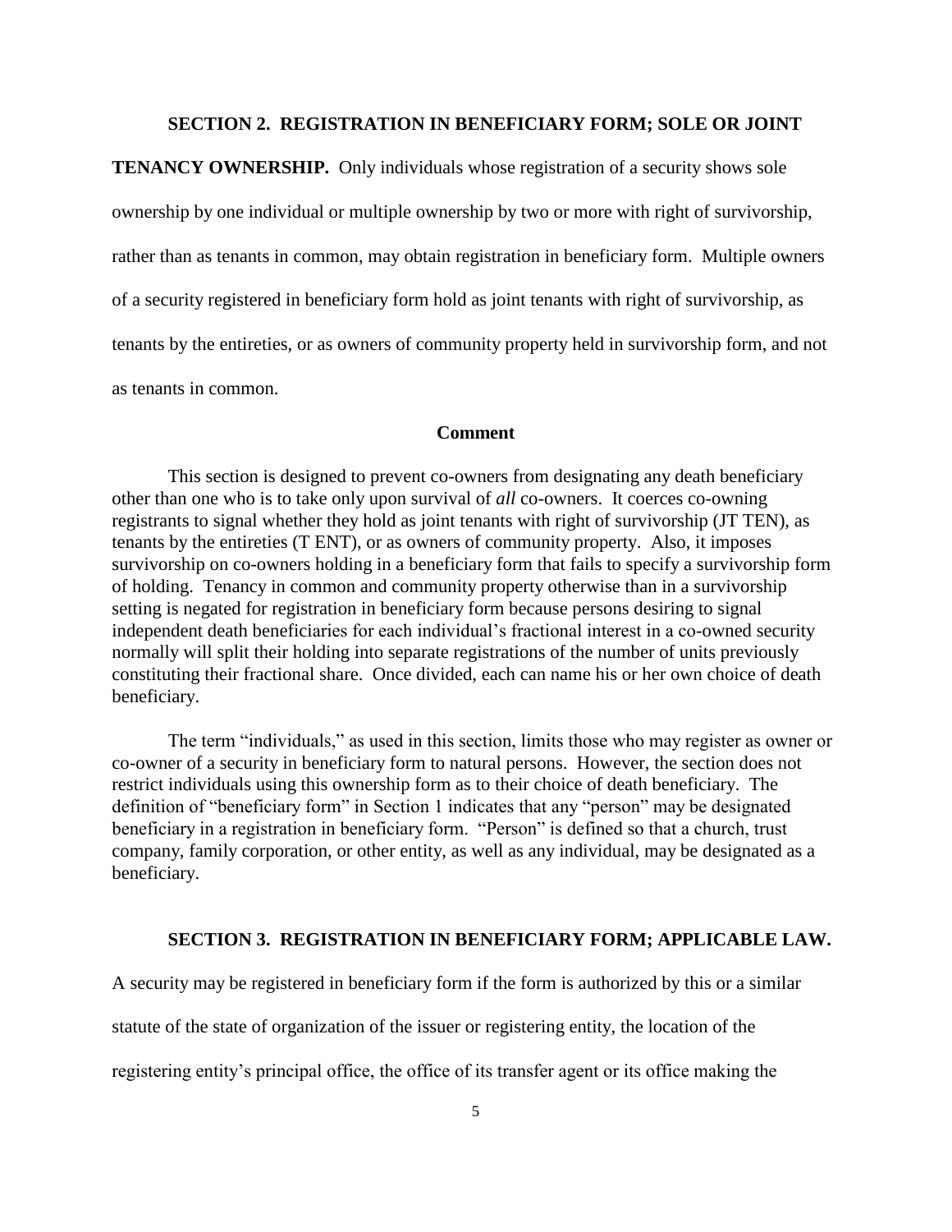**SECTION 2. REGISTRATION IN BENEFICIARY FORM; SOLE OR JOINT TENANCY OWNERSHIP.** Only individuals whose registration of a security shows sole ownership by one individual or multiple ownership by two or more with right of survivorship, rather than as tenants in common, may obtain registration in beneficiary form. Multiple owners of a security registered in beneficiary form hold as joint tenants with right of survivorship, as tenants by the entireties, or as owners of community property held in survivorship form, and not as tenants in common.

**Comment**

This section is designed to prevent co-owners from designating any death beneficiary other than one who is to take only upon survival of *all* co-owners. It coerces co-owning registrants to signal whether they hold as joint tenants with right of survivorship (JT TEN), as tenants by the entireties (T ENT), or as owners of community property. Also, it imposes survivorship on co-owners holding in a beneficiary form that fails to specify a survivorship form of holding. Tenancy in common and community property otherwise than in a survivorship setting is negated for registration in beneficiary form because persons desiring to signal independent death beneficiaries for each individual's fractional interest in a co-owned security normally will split their holding into separate registrations of the number of units previously constituting their fractional share. Once divided, each can name his or her own choice of death beneficiary.

The term "individuals," as used in this section, limits those who may register as owner or co-owner of a security in beneficiary form to natural persons. However, the section does not restrict individuals using this ownership form as to their choice of death beneficiary. The definition of "beneficiary form" in Section 1 indicates that any "person" may be designated beneficiary in a registration in beneficiary form. "Person" is defined so that a church, trust company, family corporation, or other entity, as well as any individual, may be designated as a beneficiary.

**SECTION 3. REGISTRATION IN BENEFICIARY FORM; APPLICABLE LAW.** A security may be registered in beneficiary form if the form is authorized by this or a similar statute of the state of organization of the issuer or registering entity, the location of the registering entity's principal office, the office of its transfer agent or its office making the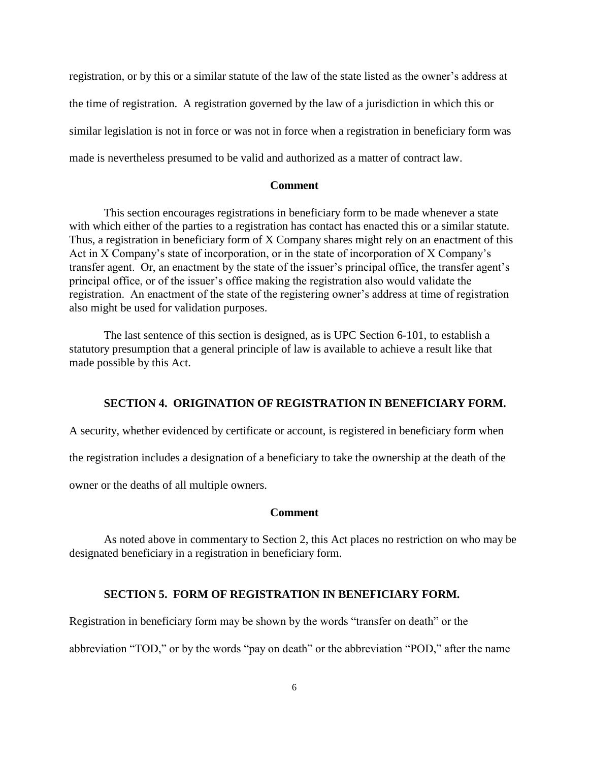registration, or by this or a similar statute of the law of the state listed as the owner's address at the time of registration. A registration governed by the law of a jurisdiction in which this or similar legislation is not in force or was not in force when a registration in beneficiary form was made is nevertheless presumed to be valid and authorized as a matter of contract law.

**Comment**

This section encourages registrations in beneficiary form to be made whenever a state with which either of the parties to a registration has contact has enacted this or a similar statute. Thus, a registration in beneficiary form of X Company shares might rely on an enactment of this Act in X Company's state of incorporation, or in the state of incorporation of X Company's transfer agent. Or, an enactment by the state of the issuer's principal office, the transfer agent's principal office, or of the issuer's office making the registration also would validate the registration. An enactment of the state of the registering owner's address at time of registration also might be used for validation purposes.

The last sentence of this section is designed, as is UPC Section 6-101, to establish a statutory presumption that a general principle of law is available to achieve a result like that made possible by this Act.

**SECTION 4. ORIGINATION OF REGISTRATION IN BENEFICIARY FORM.**

A security, whether evidenced by certificate or account, is registered in beneficiary form when the registration includes a designation of a beneficiary to take the ownership at the death of the owner or the deaths of all multiple owners.

**Comment**

As noted above in commentary to Section 2, this Act places no restriction on who may be designated beneficiary in a registration in beneficiary form.

**SECTION 5. FORM OF REGISTRATION IN BENEFICIARY FORM.**

Registration in beneficiary form may be shown by the words "transfer on death" or the abbreviation "TOD," or by the words "pay on death" or the abbreviation "POD," after the name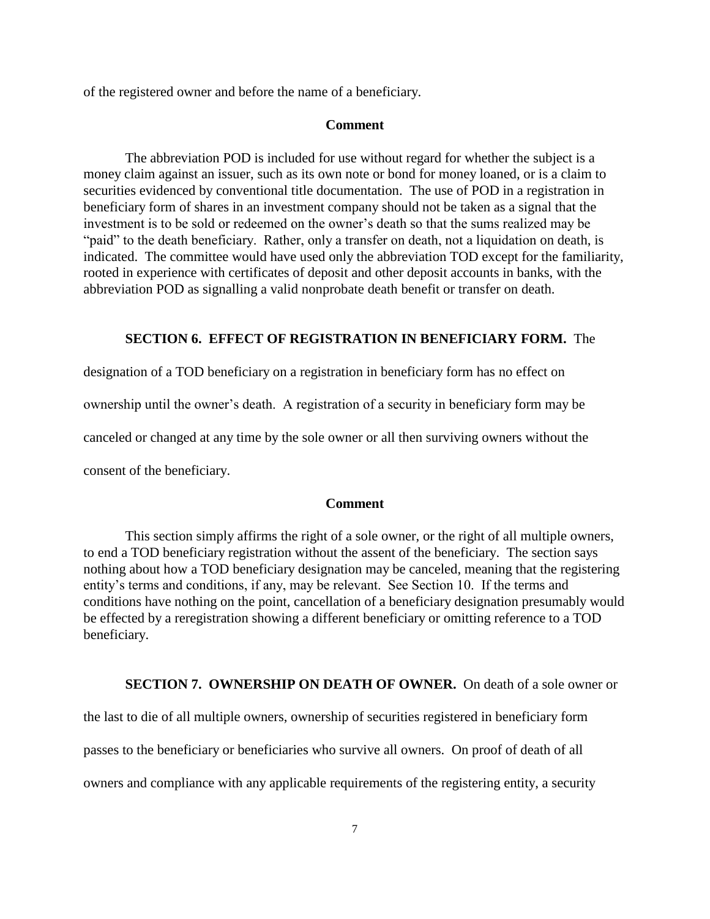of the registered owner and before the name of a beneficiary.

**Comment**

The abbreviation POD is included for use without regard for whether the subject is a money claim against an issuer, such as its own note or bond for money loaned, or is a claim to securities evidenced by conventional title documentation. The use of POD in a registration in beneficiary form of shares in an investment company should not be taken as a signal that the investment is to be sold or redeemed on the owner's death so that the sums realized may be "paid" to the death beneficiary. Rather, only a transfer on death, not a liquidation on death, is indicated. The committee would have used only the abbreviation TOD except for the familiarity, rooted in experience with certificates of deposit and other deposit accounts in banks, with the abbreviation POD as signalling a valid nonprobate death benefit or transfer on death.

**SECTION 6. EFFECT OF REGISTRATION IN BENEFICIARY FORM.** The designation of a TOD beneficiary on a registration in beneficiary form has no effect on ownership until the owner's death. A registration of a security in beneficiary form may be canceled or changed at any time by the sole owner or all then surviving owners without the consent of the beneficiary.

**Comment**

This section simply affirms the right of a sole owner, or the right of all multiple owners, to end a TOD beneficiary registration without the assent of the beneficiary. The section says nothing about how a TOD beneficiary designation may be canceled, meaning that the registering entity's terms and conditions, if any, may be relevant. See Section 10. If the terms and conditions have nothing on the point, cancellation of a beneficiary designation presumably would be effected by a reregistration showing a different beneficiary or omitting reference to a TOD beneficiary.

**SECTION 7. OWNERSHIP ON DEATH OF OWNER.** On death of a sole owner or the last to die of all multiple owners, ownership of securities registered in beneficiary form passes to the beneficiary or beneficiaries who survive all owners. On proof of death of all owners and compliance with any applicable requirements of the registering entity, a security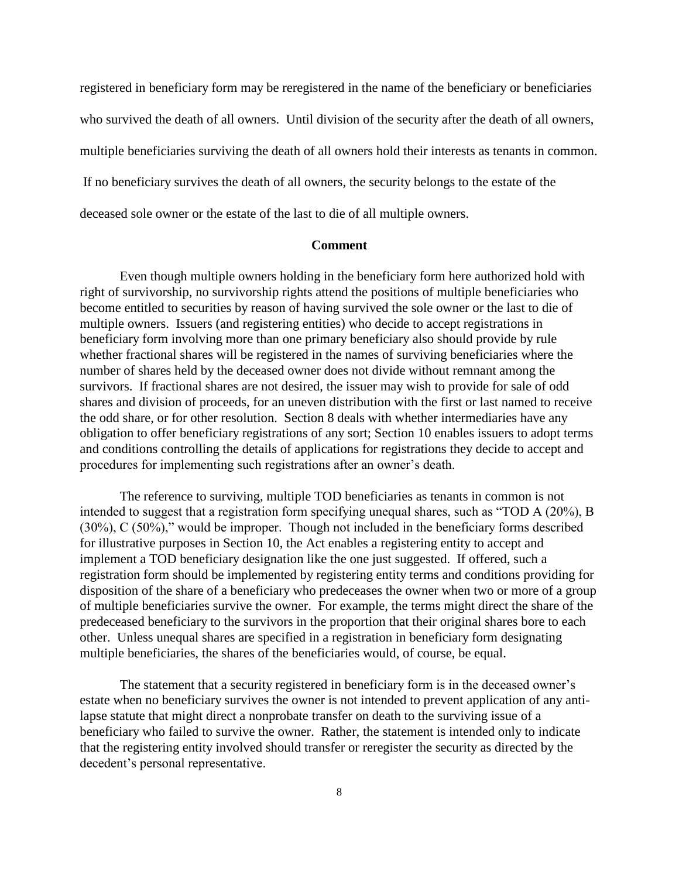registered in beneficiary form may be reregistered in the name of the beneficiary or beneficiaries who survived the death of all owners. Until division of the security after the death of all owners, multiple beneficiaries surviving the death of all owners hold their interests as tenants in common. If no beneficiary survives the death of all owners, the security belongs to the estate of the deceased sole owner or the estate of the last to die of all multiple owners.

**Comment**

Even though multiple owners holding in the beneficiary form here authorized hold with right of survivorship, no survivorship rights attend the positions of multiple beneficiaries who become entitled to securities by reason of having survived the sole owner or the last to die of multiple owners. Issuers (and registering entities) who decide to accept registrations in beneficiary form involving more than one primary beneficiary also should provide by rule whether fractional shares will be registered in the names of surviving beneficiaries where the number of shares held by the deceased owner does not divide without remnant among the survivors. If fractional shares are not desired, the issuer may wish to provide for sale of odd shares and division of proceeds, for an uneven distribution with the first or last named to receive the odd share, or for other resolution. Section 8 deals with whether intermediaries have any obligation to offer beneficiary registrations of any sort; Section 10 enables issuers to adopt terms and conditions controlling the details of applications for registrations they decide to accept and procedures for implementing such registrations after an owner's death.

The reference to surviving, multiple TOD beneficiaries as tenants in common is not intended to suggest that a registration form specifying unequal shares, such as "TOD A (20%), B (30%), C (50%)," would be improper. Though not included in the beneficiary forms described for illustrative purposes in Section 10, the Act enables a registering entity to accept and implement a TOD beneficiary designation like the one just suggested. If offered, such a registration form should be implemented by registering entity terms and conditions providing for disposition of the share of a beneficiary who predeceases the owner when two or more of a group of multiple beneficiaries survive the owner. For example, the terms might direct the share of the predeceased beneficiary to the survivors in the proportion that their original shares bore to each other. Unless unequal shares are specified in a registration in beneficiary form designating multiple beneficiaries, the shares of the beneficiaries would, of course, be equal.

The statement that a security registered in beneficiary form is in the deceased owner's estate when no beneficiary survives the owner is not intended to prevent application of any anti-lapse statute that might direct a nonprobate transfer on death to the surviving issue of a beneficiary who failed to survive the owner. Rather, the statement is intended only to indicate that the registering entity involved should transfer or reregister the security as directed by the decedent's personal representative.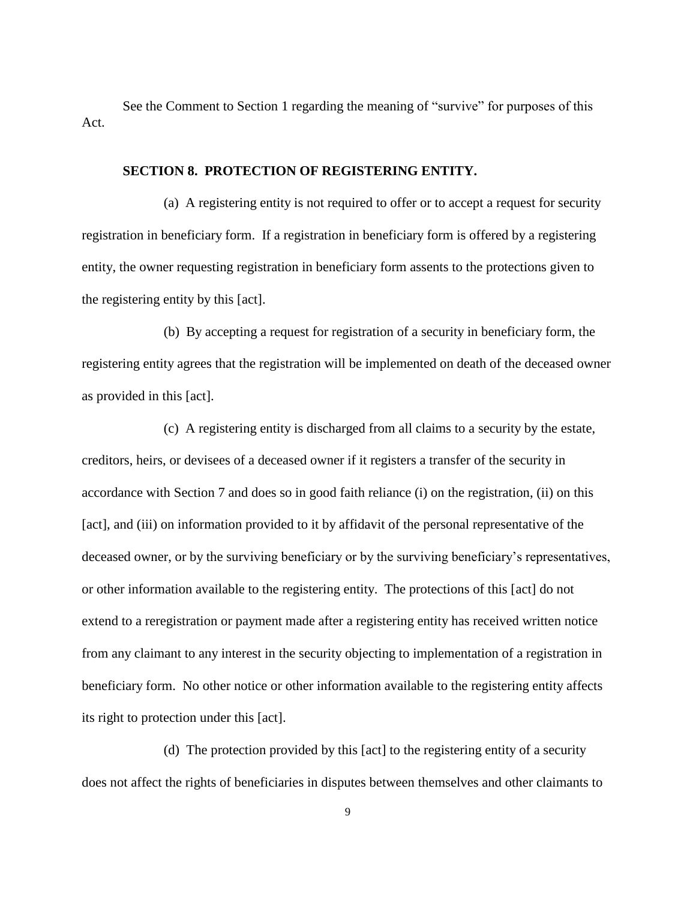See the Comment to Section 1 regarding the meaning of "survive" for purposes of this Act.

**SECTION 8. PROTECTION OF REGISTERING ENTITY.**

(a) A registering entity is not required to offer or to accept a request for security registration in beneficiary form. If a registration in beneficiary form is offered by a registering entity, the owner requesting registration in beneficiary form assents to the protections given to the registering entity by this [act].

(b) By accepting a request for registration of a security in beneficiary form, the registering entity agrees that the registration will be implemented on death of the deceased owner as provided in this [act].

(c) A registering entity is discharged from all claims to a security by the estate, creditors, heirs, or devisees of a deceased owner if it registers a transfer of the security in accordance with Section 7 and does so in good faith reliance (i) on the registration, (ii) on this [act], and (iii) on information provided to it by affidavit of the personal representative of the deceased owner, or by the surviving beneficiary or by the surviving beneficiary's representatives, or other information available to the registering entity. The protections of this [act] do not extend to a reregistration or payment made after a registering entity has received written notice from any claimant to any interest in the security objecting to implementation of a registration in beneficiary form. No other notice or other information available to the registering entity affects its right to protection under this [act].

(d) The protection provided by this [act] to the registering entity of a security does not affect the rights of beneficiaries in disputes between themselves and other claimants to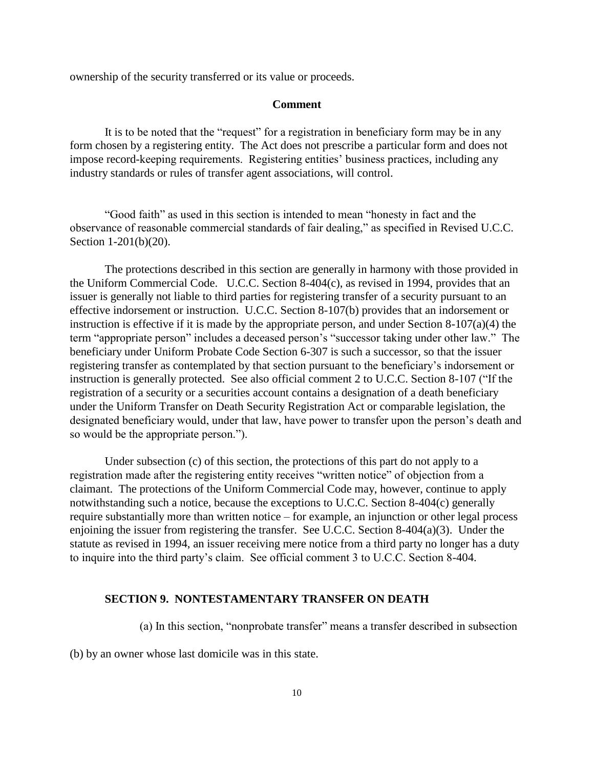ownership of the security transferred or its value or proceeds.

**Comment**

It is to be noted that the "request" for a registration in beneficiary form may be in any form chosen by a registering entity. The Act does not prescribe a particular form and does not impose record-keeping requirements. Registering entities' business practices, including any industry standards or rules of transfer agent associations, will control.

"Good faith" as used in this section is intended to mean "honesty in fact and the observance of reasonable commercial standards of fair dealing," as specified in Revised U.C.C. Section 1-201(b)(20).

The protections described in this section are generally in harmony with those provided in the Uniform Commercial Code. U.C.C. Section 8-404(c), as revised in 1994, provides that an issuer is generally not liable to third parties for registering transfer of a security pursuant to an effective indorsement or instruction. U.C.C. Section 8-107(b) provides that an indorsement or instruction is effective if it is made by the appropriate person, and under Section 8-107(a)(4) the term "appropriate person" includes a deceased person's "successor taking under other law." The beneficiary under Uniform Probate Code Section 6-307 is such a successor, so that the issuer registering transfer as contemplated by that section pursuant to the beneficiary's indorsement or instruction is generally protected. See also official comment 2 to U.C.C. Section 8-107 ("If the registration of a security or a securities account contains a designation of a death beneficiary under the Uniform Transfer on Death Security Registration Act or comparable legislation, the designated beneficiary would, under that law, have power to transfer upon the person's death and so would be the appropriate person.").

Under subsection (c) of this section, the protections of this part do not apply to a registration made after the registering entity receives "written notice" of objection from a claimant. The protections of the Uniform Commercial Code may, however, continue to apply notwithstanding such a notice, because the exceptions to U.C.C. Section 8-404(c) generally require substantially more than written notice – for example, an injunction or other legal process enjoining the issuer from registering the transfer. See U.C.C. Section 8-404(a)(3). Under the statute as revised in 1994, an issuer receiving mere notice from a third party no longer has a duty to inquire into the third party's claim. See official comment 3 to U.C.C. Section 8-404.

**SECTION 9. NONTESTAMENTARY TRANSFER ON DEATH**

(a) In this section, "nonprobate transfer" means a transfer described in subsection (b) by an owner whose last domicile was in this state.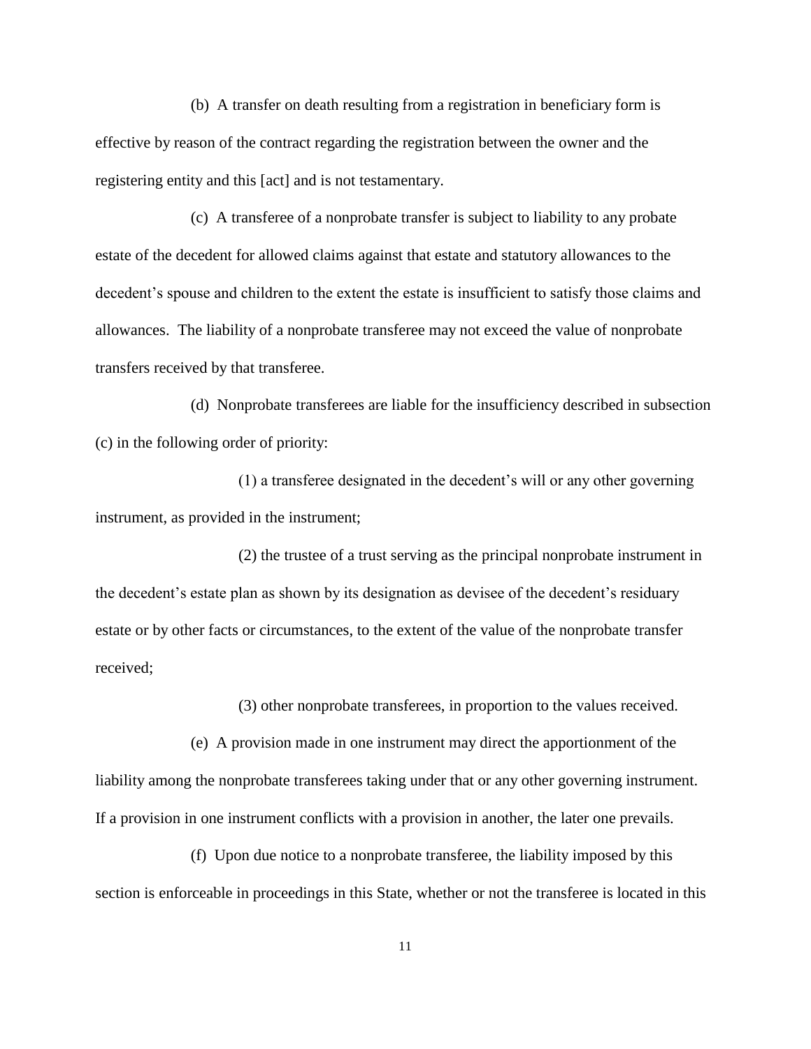(b) A transfer on death resulting from a registration in beneficiary form is effective by reason of the contract regarding the registration between the owner and the registering entity and this [act] and is not testamentary.

(c) A transferee of a nonprobate transfer is subject to liability to any probate estate of the decedent for allowed claims against that estate and statutory allowances to the decedent's spouse and children to the extent the estate is insufficient to satisfy those claims and allowances. The liability of a nonprobate transferee may not exceed the value of nonprobate transfers received by that transferee.

(d) Nonprobate transferees are liable for the insufficiency described in subsection (c) in the following order of priority:

(1) a transferee designated in the decedent's will or any other governing instrument, as provided in the instrument;

(2) the trustee of a trust serving as the principal nonprobate instrument in the decedent's estate plan as shown by its designation as devisee of the decedent's residuary estate or by other facts or circumstances, to the extent of the value of the nonprobate transfer received;

(3) other nonprobate transferees, in proportion to the values received.

(e) A provision made in one instrument may direct the apportionment of the liability among the nonprobate transferees taking under that or any other governing instrument. If a provision in one instrument conflicts with a provision in another, the later one prevails.

(f) Upon due notice to a nonprobate transferee, the liability imposed by this section is enforceable in proceedings in this State, whether or not the transferee is located in this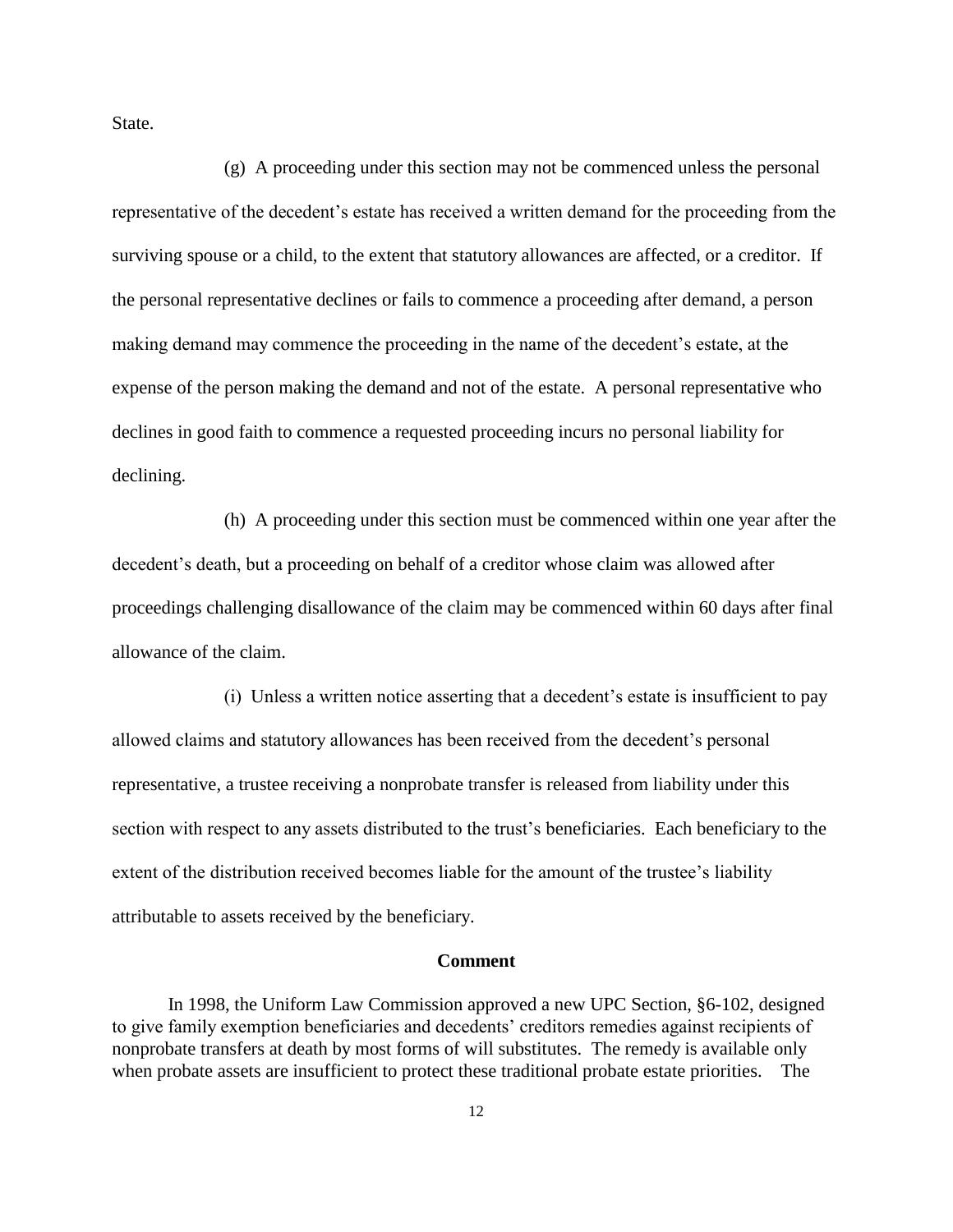State.

(g) A proceeding under this section may not be commenced unless the personal representative of the decedent's estate has received a written demand for the proceeding from the surviving spouse or a child, to the extent that statutory allowances are affected, or a creditor. If the personal representative declines or fails to commence a proceeding after demand, a person making demand may commence the proceeding in the name of the decedent's estate, at the expense of the person making the demand and not of the estate. A personal representative who declines in good faith to commence a requested proceeding incurs no personal liability for declining.

(h) A proceeding under this section must be commenced within one year after the decedent's death, but a proceeding on behalf of a creditor whose claim was allowed after proceedings challenging disallowance of the claim may be commenced within 60 days after final allowance of the claim.

(i) Unless a written notice asserting that a decedent's estate is insufficient to pay allowed claims and statutory allowances has been received from the decedent's personal representative, a trustee receiving a nonprobate transfer is released from liability under this section with respect to any assets distributed to the trust's beneficiaries. Each beneficiary to the extent of the distribution received becomes liable for the amount of the trustee's liability attributable to assets received by the beneficiary.

**Comment**

In 1998, the Uniform Law Commission approved a new UPC Section, §6-102, designed to give family exemption beneficiaries and decedents' creditors remedies against recipients of nonprobate transfers at death by most forms of will substitutes. The remedy is available only when probate assets are insufficient to protect these traditional probate estate priorities. The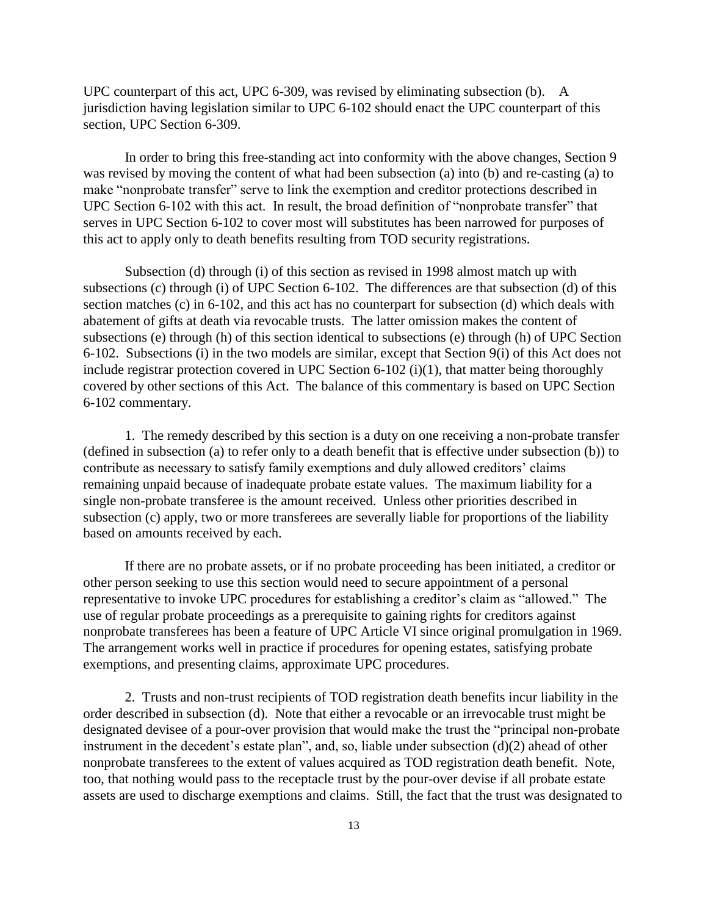UPC counterpart of this act, UPC 6-309, was revised by eliminating subsection (b). A jurisdiction having legislation similar to UPC 6-102 should enact the UPC counterpart of this section, UPC Section 6-309.

In order to bring this free-standing act into conformity with the above changes, Section 9 was revised by moving the content of what had been subsection (a) into (b) and re-casting (a) to make "nonprobate transfer" serve to link the exemption and creditor protections described in UPC Section 6-102 with this act. In result, the broad definition of "nonprobate transfer" that serves in UPC Section 6-102 to cover most will substitutes has been narrowed for purposes of this act to apply only to death benefits resulting from TOD security registrations.

Subsection (d) through (i) of this section as revised in 1998 almost match up with subsections (c) through (i) of UPC Section 6-102. The differences are that subsection (d) of this section matches (c) in 6-102, and this act has no counterpart for subsection (d) which deals with abatement of gifts at death via revocable trusts. The latter omission makes the content of subsections (e) through (h) of this section identical to subsections (e) through (h) of UPC Section 6-102. Subsections (i) in the two models are similar, except that Section 9(i) of this Act does not include registrar protection covered in UPC Section 6-102 (i)(1), that matter being thoroughly covered by other sections of this Act. The balance of this commentary is based on UPC Section 6-102 commentary.

1. The remedy described by this section is a duty on one receiving a non-probate transfer (defined in subsection (a) to refer only to a death benefit that is effective under subsection (b)) to contribute as necessary to satisfy family exemptions and duly allowed creditors' claims remaining unpaid because of inadequate probate estate values. The maximum liability for a single non-probate transferee is the amount received. Unless other priorities described in subsection (c) apply, two or more transferees are severally liable for proportions of the liability based on amounts received by each.

If there are no probate assets, or if no probate proceeding has been initiated, a creditor or other person seeking to use this section would need to secure appointment of a personal representative to invoke UPC procedures for establishing a creditor's claim as "allowed." The use of regular probate proceedings as a prerequisite to gaining rights for creditors against nonprobate transferees has been a feature of UPC Article VI since original promulgation in 1969. The arrangement works well in practice if procedures for opening estates, satisfying probate exemptions, and presenting claims, approximate UPC procedures.

2. Trusts and non-trust recipients of TOD registration death benefits incur liability in the order described in subsection (d). Note that either a revocable or an irrevocable trust might be designated devisee of a pour-over provision that would make the trust the "principal non-probate instrument in the decedent's estate plan", and, so, liable under subsection (d)(2) ahead of other nonprobate transferees to the extent of values acquired as TOD registration death benefit. Note, too, that nothing would pass to the receptacle trust by the pour-over devise if all probate estate assets are used to discharge exemptions and claims. Still, the fact that the trust was designated to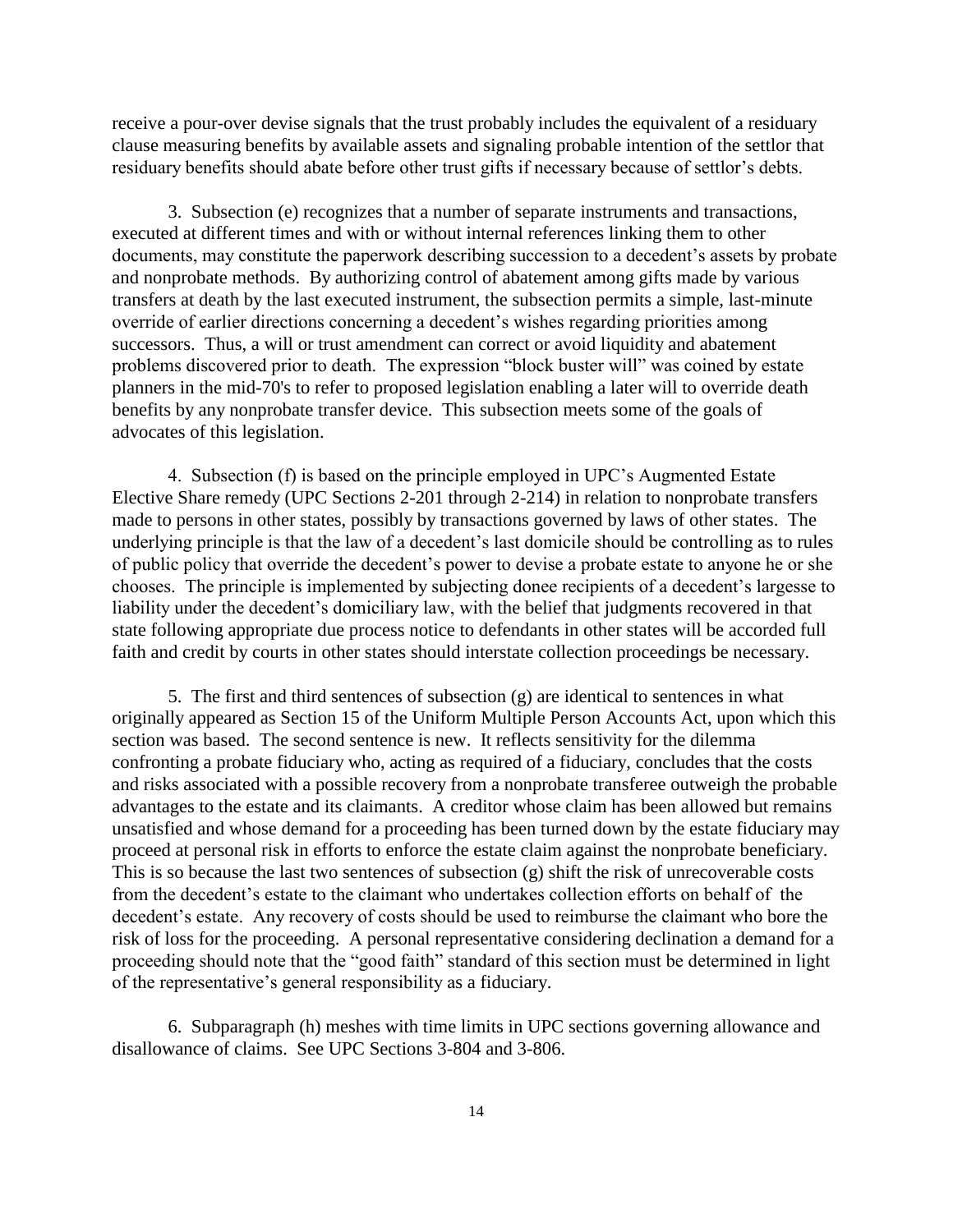receive a pour-over devise signals that the trust probably includes the equivalent of a residuary clause measuring benefits by available assets and signaling probable intention of the settlor that residuary benefits should abate before other trust gifts if necessary because of settlor's debts.

3. Subsection (e) recognizes that a number of separate instruments and transactions, executed at different times and with or without internal references linking them to other documents, may constitute the paperwork describing succession to a decedent's assets by probate and nonprobate methods. By authorizing control of abatement among gifts made by various transfers at death by the last executed instrument, the subsection permits a simple, last-minute override of earlier directions concerning a decedent's wishes regarding priorities among successors. Thus, a will or trust amendment can correct or avoid liquidity and abatement problems discovered prior to death. The expression "block buster will" was coined by estate planners in the mid-70's to refer to proposed legislation enabling a later will to override death benefits by any nonprobate transfer device. This subsection meets some of the goals of advocates of this legislation.

4. Subsection (f) is based on the principle employed in UPC's Augmented Estate Elective Share remedy (UPC Sections 2-201 through 2-214) in relation to nonprobate transfers made to persons in other states, possibly by transactions governed by laws of other states. The underlying principle is that the law of a decedent's last domicile should be controlling as to rules of public policy that override the decedent's power to devise a probate estate to anyone he or she chooses. The principle is implemented by subjecting donee recipients of a decedent's largesse to liability under the decedent's domiciliary law, with the belief that judgments recovered in that state following appropriate due process notice to defendants in other states will be accorded full faith and credit by courts in other states should interstate collection proceedings be necessary.

5. The first and third sentences of subsection (g) are identical to sentences in what originally appeared as Section 15 of the Uniform Multiple Person Accounts Act, upon which this section was based. The second sentence is new. It reflects sensitivity for the dilemma confronting a probate fiduciary who, acting as required of a fiduciary, concludes that the costs and risks associated with a possible recovery from a nonprobate transferee outweigh the probable advantages to the estate and its claimants. A creditor whose claim has been allowed but remains unsatisfied and whose demand for a proceeding has been turned down by the estate fiduciary may proceed at personal risk in efforts to enforce the estate claim against the nonprobate beneficiary. This is so because the last two sentences of subsection (g) shift the risk of unrecoverable costs from the decedent's estate to the claimant who undertakes collection efforts on behalf of the decedent's estate. Any recovery of costs should be used to reimburse the claimant who bore the risk of loss for the proceeding. A personal representative considering declination a demand for a proceeding should note that the "good faith" standard of this section must be determined in light of the representative's general responsibility as a fiduciary.

6. Subparagraph (h) meshes with time limits in UPC sections governing allowance and disallowance of claims. See UPC Sections 3-804 and 3-806.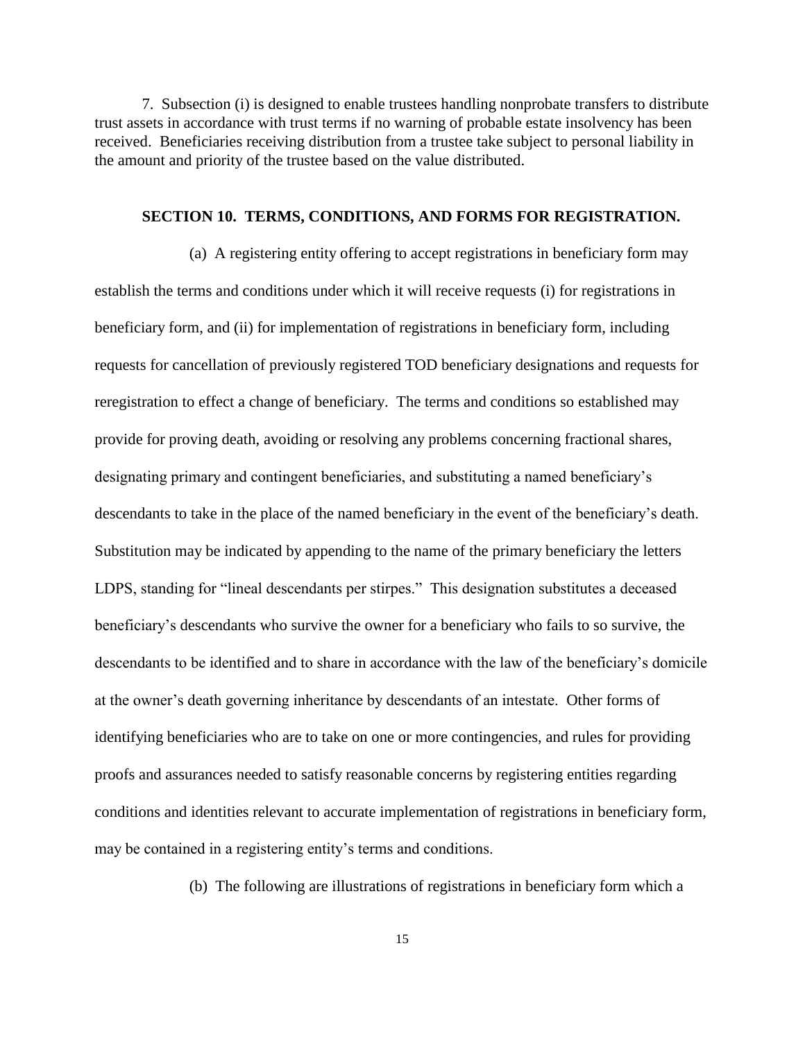7. Subsection (i) is designed to enable trustees handling nonprobate transfers to distribute trust assets in accordance with trust terms if no warning of probable estate insolvency has been received. Beneficiaries receiving distribution from a trustee take subject to personal liability in the amount and priority of the trustee based on the value distributed.

## SECTION 10. TERMS, CONDITIONS, AND FORMS FOR REGISTRATION.

(a) A registering entity offering to accept registrations in beneficiary form may establish the terms and conditions under which it will receive requests (i) for registrations in beneficiary form, and (ii) for implementation of registrations in beneficiary form, including requests for cancellation of previously registered TOD beneficiary designations and requests for reregistration to effect a change of beneficiary. The terms and conditions so established may provide for proving death, avoiding or resolving any problems concerning fractional shares, designating primary and contingent beneficiaries, and substituting a named beneficiary's descendants to take in the place of the named beneficiary in the event of the beneficiary's death. Substitution may be indicated by appending to the name of the primary beneficiary the letters LDPS, standing for "lineal descendants per stirpes." This designation substitutes a deceased beneficiary's descendants who survive the owner for a beneficiary who fails to so survive, the descendants to be identified and to share in accordance with the law of the beneficiary's domicile at the owner's death governing inheritance by descendants of an intestate. Other forms of identifying beneficiaries who are to take on one or more contingencies, and rules for providing proofs and assurances needed to satisfy reasonable concerns by registering entities regarding conditions and identities relevant to accurate implementation of registrations in beneficiary form, may be contained in a registering entity's terms and conditions.

(b) The following are illustrations of registrations in beneficiary form which a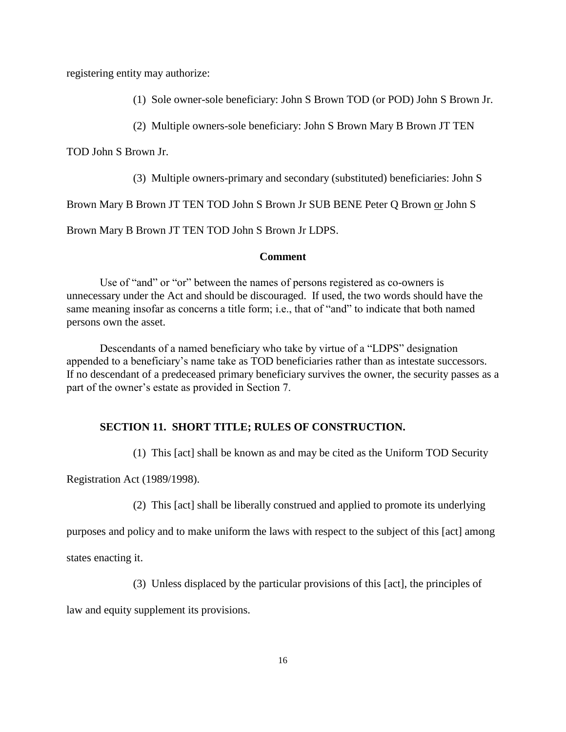registering entity may authorize:

(1) Sole owner-sole beneficiary: John S Brown TOD (or POD) John S Brown Jr.

(2) Multiple owners-sole beneficiary: John S Brown Mary B Brown JT TEN TOD John S Brown Jr.

(3) Multiple owners-primary and secondary (substituted) beneficiaries: John S Brown Mary B Brown JT TEN TOD John S Brown Jr SUB BENE Peter Q Brown or John S Brown Mary B Brown JT TEN TOD John S Brown Jr LDPS.

**Comment**

Use of "and" or "or" between the names of persons registered as co-owners is unnecessary under the Act and should be discouraged. If used, the two words should have the same meaning insofar as concerns a title form; i.e., that of "and" to indicate that both named persons own the asset.

Descendants of a named beneficiary who take by virtue of a "LDPS" designation appended to a beneficiary's name take as TOD beneficiaries rather than as intestate successors. If no descendant of a predeceased primary beneficiary survives the owner, the security passes as a part of the owner's estate as provided in Section 7.

## SECTION 11. SHORT TITLE; RULES OF CONSTRUCTION.

(1) This [act] shall be known as and may be cited as the Uniform TOD Security Registration Act (1989/1998).

(2) This [act] shall be liberally construed and applied to promote its underlying purposes and policy and to make uniform the laws with respect to the subject of this [act] among states enacting it.

(3) Unless displaced by the particular provisions of this [act], the principles of law and equity supplement its provisions.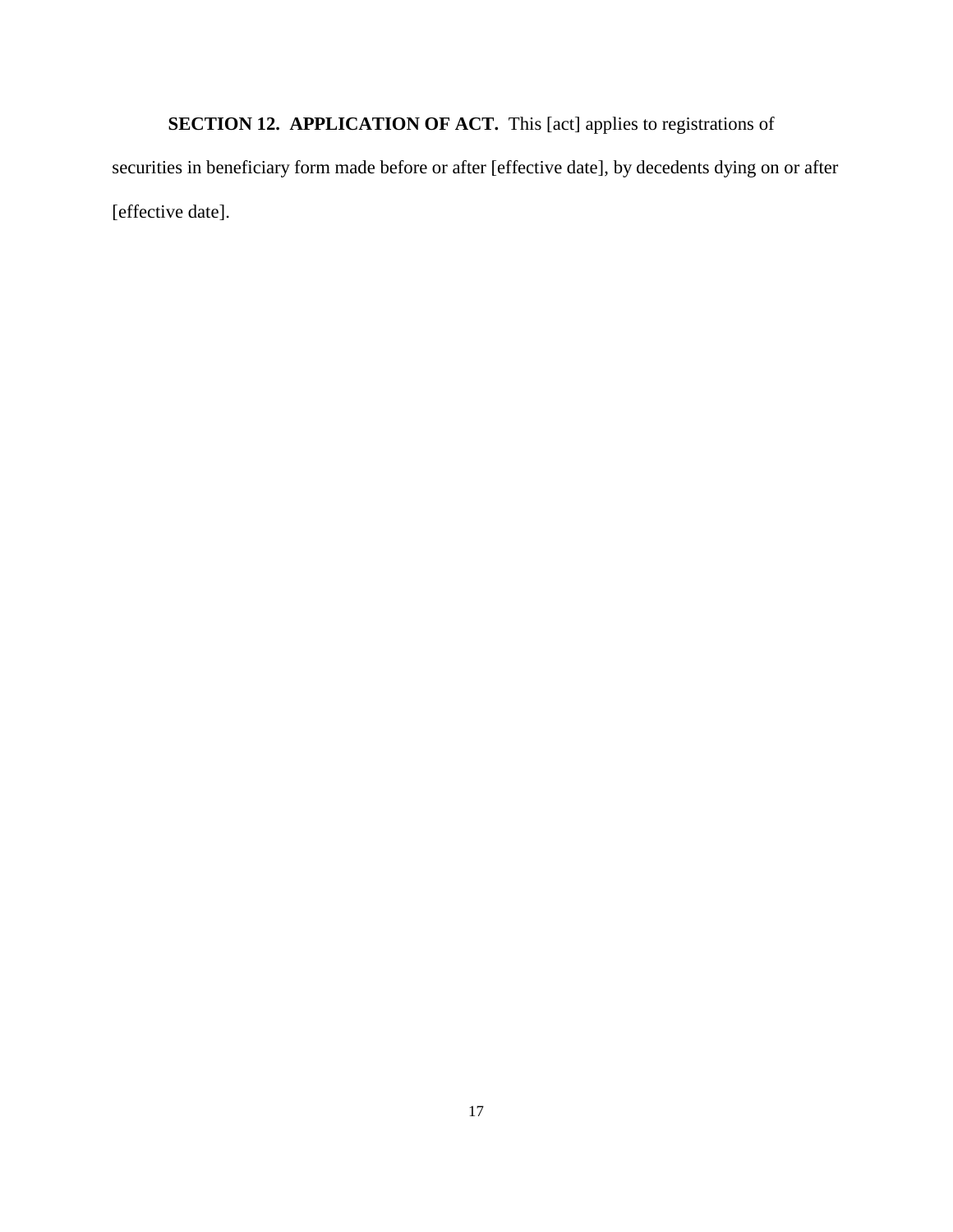**SECTION 12. APPLICATION OF ACT.** This [act] applies to registrations of securities in beneficiary form made before or after [effective date], by decedents dying on or after [effective date].